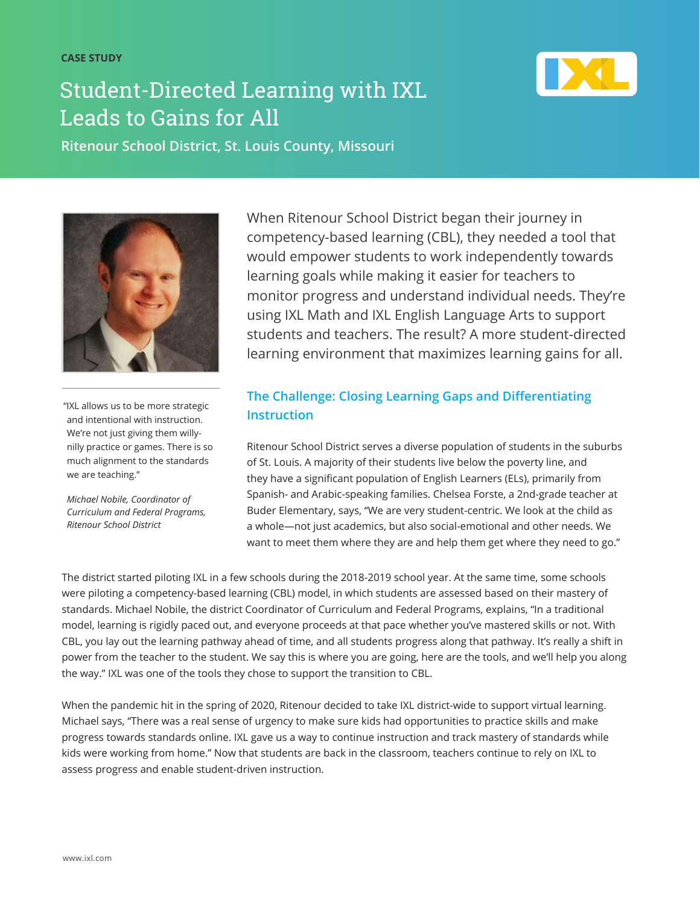CASE STUDY

# Student-Directed Learning with IXL Leads to Gains for All

**Ritenour School District, St. Louis County, Missouri**

When Ritenour School District began their journey in competency-based learning (CBL), they needed a tool that would empower students to work independently towards learning goals while making it easier for teachers to monitor progress and understand individual needs. They're using IXL Math and IXL English Language Arts to support students and teachers. The result? A more student-directed learning environment that maximizes learning gains for all.

"IXL allows us to be more strategic and intentional with instruction. We're not just giving them willy-nilly practice or games. There is so much alignment to the standards we are teaching."

*Michael Nobile, Coordinator of Curriculum and Federal Programs, Ritenour School District*

## The Challenge: Closing Learning Gaps and Differentiating Instruction

Ritenour School District serves a diverse population of students in the suburbs of St. Louis. A majority of their students live below the poverty line, and they have a significant population of English Learners (ELs), primarily from Spanish- and Arabic-speaking families. Chelsea Forste, a 2nd-grade teacher at Buder Elementary, says, "We are very student-centric. We look at the child as a whole—not just academics, but also social-emotional and other needs. We want to meet them where they are and help them get where they need to go."

The district started piloting IXL in a few schools during the 2018-2019 school year. At the same time, some schools were piloting a competency-based learning (CBL) model, in which students are assessed based on their mastery of standards. Michael Nobile, the district Coordinator of Curriculum and Federal Programs, explains, "In a traditional model, learning is rigidly paced out, and everyone proceeds at that pace whether you've mastered skills or not. With CBL, you lay out the learning pathway ahead of time, and all students progress along that pathway. It's really a shift in power from the teacher to the student. We say this is where you are going, here are the tools, and we'll help you along the way." IXL was one of the tools they chose to support the transition to CBL.

When the pandemic hit in the spring of 2020, Ritenour decided to take IXL district-wide to support virtual learning. Michael says, "There was a real sense of urgency to make sure kids had opportunities to practice skills and make progress towards standards online. IXL gave us a way to continue instruction and track mastery of standards while kids were working from home." Now that students are back in the classroom, teachers continue to rely on IXL to assess progress and enable student-driven instruction.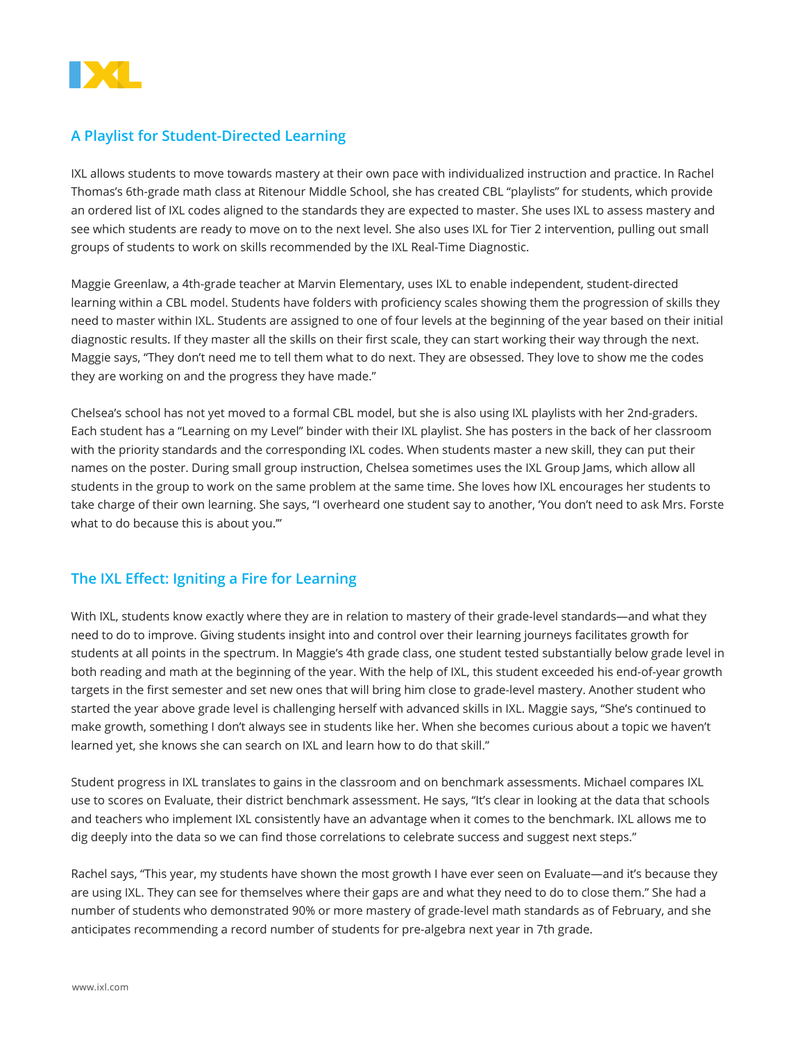## A Playlist for Student-Directed Learning

IXL allows students to move towards mastery at their own pace with individualized instruction and practice. In Rachel Thomas's 6th-grade math class at Ritenour Middle School, she has created CBL "playlists" for students, which provide an ordered list of IXL codes aligned to the standards they are expected to master. She uses IXL to assess mastery and see which students are ready to move on to the next level. She also uses IXL for Tier 2 intervention, pulling out small groups of students to work on skills recommended by the IXL Real-Time Diagnostic.

Maggie Greenlaw, a 4th-grade teacher at Marvin Elementary, uses IXL to enable independent, student-directed learning within a CBL model. Students have folders with proficiency scales showing them the progression of skills they need to master within IXL. Students are assigned to one of four levels at the beginning of the year based on their initial diagnostic results. If they master all the skills on their first scale, they can start working their way through the next. Maggie says, "They don't need me to tell them what to do next. They are obsessed. They love to show me the codes they are working on and the progress they have made."

Chelsea's school has not yet moved to a formal CBL model, but she is also using IXL playlists with her 2nd-graders. Each student has a "Learning on my Level" binder with their IXL playlist. She has posters in the back of her classroom with the priority standards and the corresponding IXL codes. When students master a new skill, they can put their names on the poster. During small group instruction, Chelsea sometimes uses the IXL Group Jams, which allow all students in the group to work on the same problem at the same time. She loves how IXL encourages her students to take charge of their own learning. She says, "I overheard one student say to another, 'You don't need to ask Mrs. Forste what to do because this is about you.'"

## The IXL Effect: Igniting a Fire for Learning

With IXL, students know exactly where they are in relation to mastery of their grade-level standards—and what they need to do to improve. Giving students insight into and control over their learning journeys facilitates growth for students at all points in the spectrum. In Maggie's 4th grade class, one student tested substantially below grade level in both reading and math at the beginning of the year. With the help of IXL, this student exceeded his end-of-year growth targets in the first semester and set new ones that will bring him close to grade-level mastery. Another student who started the year above grade level is challenging herself with advanced skills in IXL. Maggie says, "She's continued to make growth, something I don't always see in students like her. When she becomes curious about a topic we haven't learned yet, she knows she can search on IXL and learn how to do that skill."

Student progress in IXL translates to gains in the classroom and on benchmark assessments. Michael compares IXL use to scores on Evaluate, their district benchmark assessment. He says, "It's clear in looking at the data that schools and teachers who implement IXL consistently have an advantage when it comes to the benchmark. IXL allows me to dig deeply into the data so we can find those correlations to celebrate success and suggest next steps."

Rachel says, "This year, my students have shown the most growth I have ever seen on Evaluate—and it's because they are using IXL. They can see for themselves where their gaps are and what they need to do to close them." She had a number of students who demonstrated 90% or more mastery of grade-level math standards as of February, and she anticipates recommending a record number of students for pre-algebra next year in 7th grade.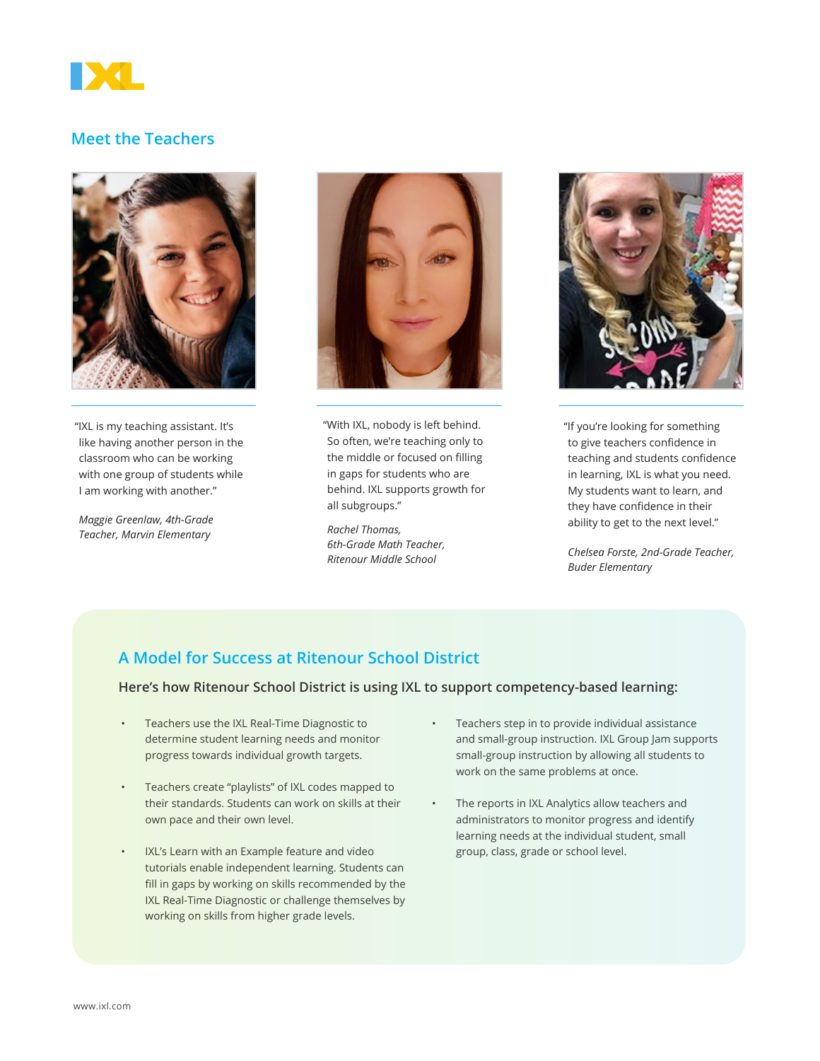## Meet the Teachers

"IXL is my teaching assistant. It's like having another person in the classroom who can be working with one group of students while I am working with another."

*Maggie Greenlaw, 4th-Grade Teacher, Marvin Elementary*

"With IXL, nobody is left behind. So often, we're teaching only to the middle or focused on filling in gaps for students who are behind. IXL supports growth for all subgroups."

*Rachel Thomas, 6th-Grade Math Teacher, Ritenour Middle School*

"If you're looking for something to give teachers confidence in teaching and students confidence in learning, IXL is what you need. My students want to learn, and they have confidence in their ability to get to the next level."

*Chelsea Forste, 2nd-Grade Teacher, Buder Elementary*

## A Model for Success at Ritenour School District

**Here's how Ritenour School District is using IXL to support competency-based learning:**

- Teachers use the IXL Real-Time Diagnostic to determine student learning needs and monitor progress towards individual growth targets.
- Teachers create "playlists" of IXL codes mapped to their standards. Students can work on skills at their own pace and their own level.
- IXL's Learn with an Example feature and video tutorials enable independent learning. Students can fill in gaps by working on skills recommended by the IXL Real-Time Diagnostic or challenge themselves by working on skills from higher grade levels.
- Teachers step in to provide individual assistance and small-group instruction. IXL Group Jam supports small-group instruction by allowing all students to work on the same problems at once.
- The reports in IXL Analytics allow teachers and administrators to monitor progress and identify learning needs at the individual student, small group, class, grade or school level.